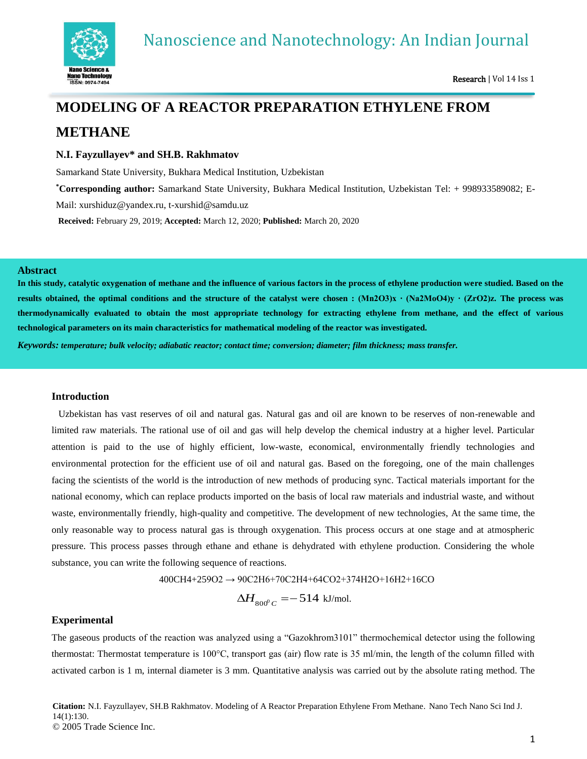# MODELING OF A REACTOR PREPARATION ETHYLENE FROM METHANE

**N.I. Fayzullayev\* and SH.B. Rakhmatov**

Samarkand State University, Bukhara Medical Institution, Uzbekistan

**\*Corresponding author:** Samarkand State University, Bukhara Medical Institution, Uzbekistan Tel: + 998933589082; E-Mail: xurshiduz@yandex.ru, t-xurshid@samdu.uz

**Received:** February 29, 2019; **Accepted:** March 12, 2020; **Published:** March 20, 2020

## Abstract

**In this study, catalytic oxygenation of methane and the influence of various factors in the process of ethylene production were studied. Based on the results obtained, the optimal conditions and the structure of the catalyst were chosen : $(Mn_2O_3)_x \cdot (Na_2MoO_4)_y \cdot (ZrO_2)_z$. The process was thermodynamically evaluated to obtain the most appropriate technology for extracting ethylene from methane, and the effect of various technological parameters on its main characteristics for mathematical modeling of the reactor was investigated.**

***Keywords:*** ***temperature; bulk velocity; adiabatic reactor; contact time; conversion; diameter; film thickness; mass transfer.***

## Introduction

Uzbekistan has vast reserves of oil and natural gas. Natural gas and oil are known to be reserves of non-renewable and limited raw materials. The rational use of oil and gas will help develop the chemical industry at a higher level. Particular attention is paid to the use of highly efficient, low-waste, economical, environmentally friendly technologies and environmental protection for the efficient use of oil and natural gas. Based on the foregoing, one of the main challenges facing the scientists of the world is the introduction of new methods of producing sync. Tactical materials important for the national economy, which can replace products imported on the basis of local raw materials and industrial waste, and without waste, environmentally friendly, high-quality and competitive. The development of new technologies, At the same time, the only reasonable way to process natural gas is through oxygenation. This process occurs at one stage and at atmospheric pressure. This process passes through ethane and ethane is dehydrated with ethylene production. Considering the whole substance, you can write the following sequence of reactions.

$$400CH_4+259O_2 \rightarrow 90C_2H_6+70C_2H_4+64CO_2+374H_2O+16H_2+16CO$$

$$\Delta H_{800^0 C} = -514 \text{ kJ/mol.}$$

## Experimental

The gaseous products of the reaction was analyzed using a "Gazokhrom3101" thermochemical detector using the following thermostat: Thermostat temperature is 100°C, transport gas (air) flow rate is 35 ml/min, the length of the column filled with activated carbon is 1 m, internal diameter is 3 mm. Quantitative analysis was carried out by the absolute rating method. The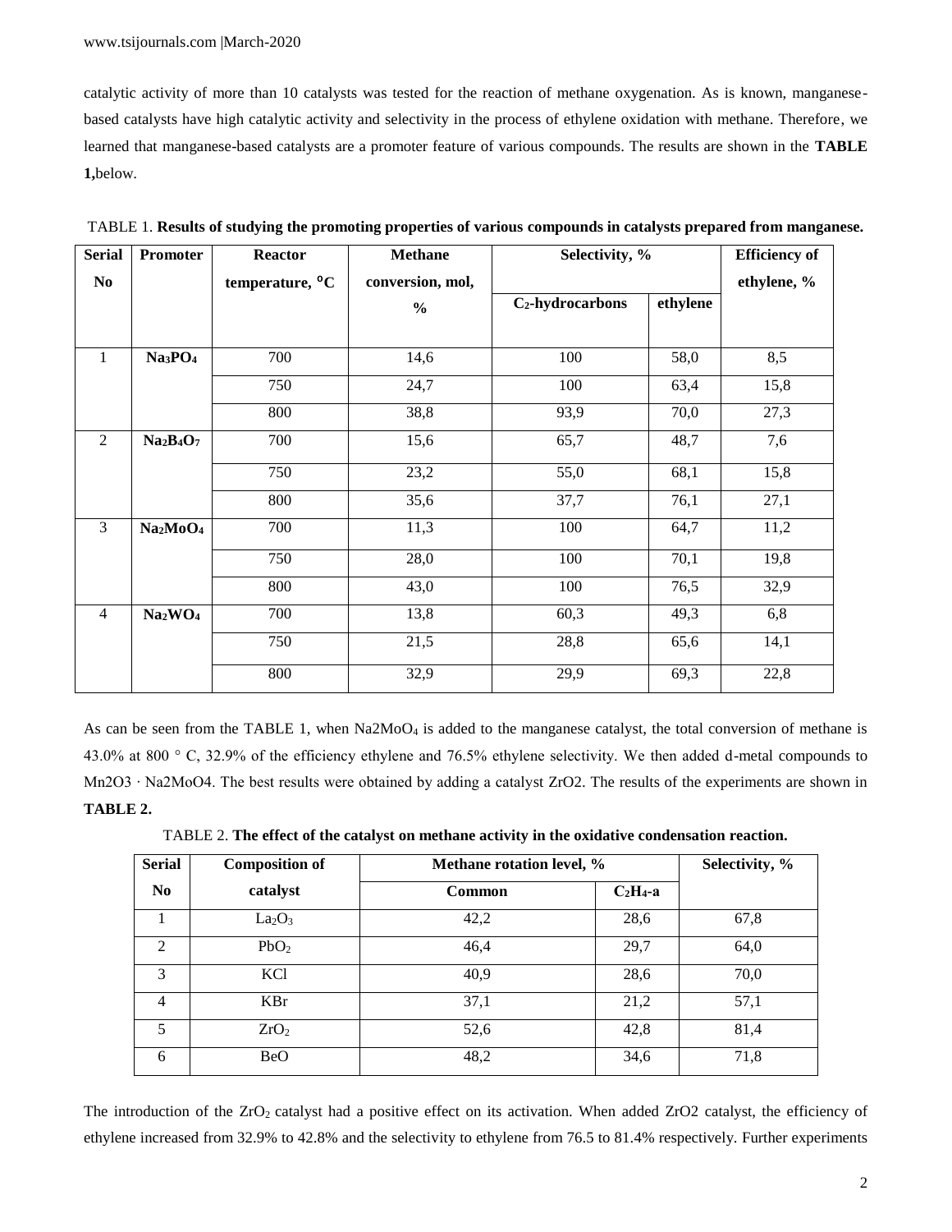catalytic activity of more than 10 catalysts was tested for the reaction of methane oxygenation. As is known, manganese-based catalysts have high catalytic activity and selectivity in the process of ethylene oxidation with methane. Therefore, we learned that manganese-based catalysts are a promoter feature of various compounds. The results are shown in the **TABLE 1,**below.

TABLE 1. **Results of studying the promoting properties of various compounds in catalysts prepared from manganese.**

| Serial No | Promoter | Reactor temperature, °C | Methane conversion, mol, % | Selectivity, % | | Efficiency of ethylene, % |
|---|---|---|---|---|---|---|
| | | | | $C_2$-hydrocarbons | ethylene | |
| 1 | $Na_3PO_4$ | 700 | 14,6 | 100 | 58,0 | 8,5 |
| | | 750 | 24,7 | 100 | 63,4 | 15,8 |
| | | 800 | 38,8 | 93,9 | 70,0 | 27,3 |
| 2 | $Na_2B_4O_7$ | 700 | 15,6 | 65,7 | 48,7 | 7,6 |
| | | 750 | 23,2 | 55,0 | 68,1 | 15,8 |
| | | 800 | 35,6 | 37,7 | 76,1 | 27,1 |
| 3 | $Na_2MoO_4$ | 700 | 11,3 | 100 | 64,7 | 11,2 |
| | | 750 | 28,0 | 100 | 70,1 | 19,8 |
| | | 800 | 43,0 | 100 | 76,5 | 32,9 |
| 4 | $Na_2WO_4$ | 700 | 13,8 | 60,3 | 49,3 | 6,8 |
| | | 750 | 21,5 | 28,8 | 65,6 | 14,1 |
| | | 800 | 32,9 | 29,9 | 69,3 | 22,8 |

As can be seen from the TABLE 1, when $Na2MoO_4$ is added to the manganese catalyst, the total conversion of methane is 43.0% at 800 ° C, 32.9% of the efficiency ethylene and 76.5% ethylene selectivity. We then added d-metal compounds to Mn2O3 · Na2MoO4. The best results were obtained by adding a catalyst ZrO2. The results of the experiments are shown in **TABLE 2.**

TABLE 2. **The effect of the catalyst on methane activity in the oxidative condensation reaction.**

| Serial No | Composition of catalyst | Methane rotation level, % | | Selectivity, % |
|---|---|---|---|---|
| | | Common | $C_2H_4$-a | |
| 1 | $La_2O_3$ | 42,2 | 28,6 | 67,8 |
| 2 | $PbO_2$ | 46,4 | 29,7 | 64,0 |
| 3 | KCl | 40,9 | 28,6 | 70,0 |
| 4 | KBr | 37,1 | 21,2 | 57,1 |
| 5 | $ZrO_2$ | 52,6 | 42,8 | 81,4 |
| 6 | BeO | 48,2 | 34,6 | 71,8 |

The introduction of the $ZrO_2$ catalyst had a positive effect on its activation. When added ZrO2 catalyst, the efficiency of ethylene increased from 32.9% to 42.8% and the selectivity to ethylene from 76.5 to 81.4% respectively. Further experiments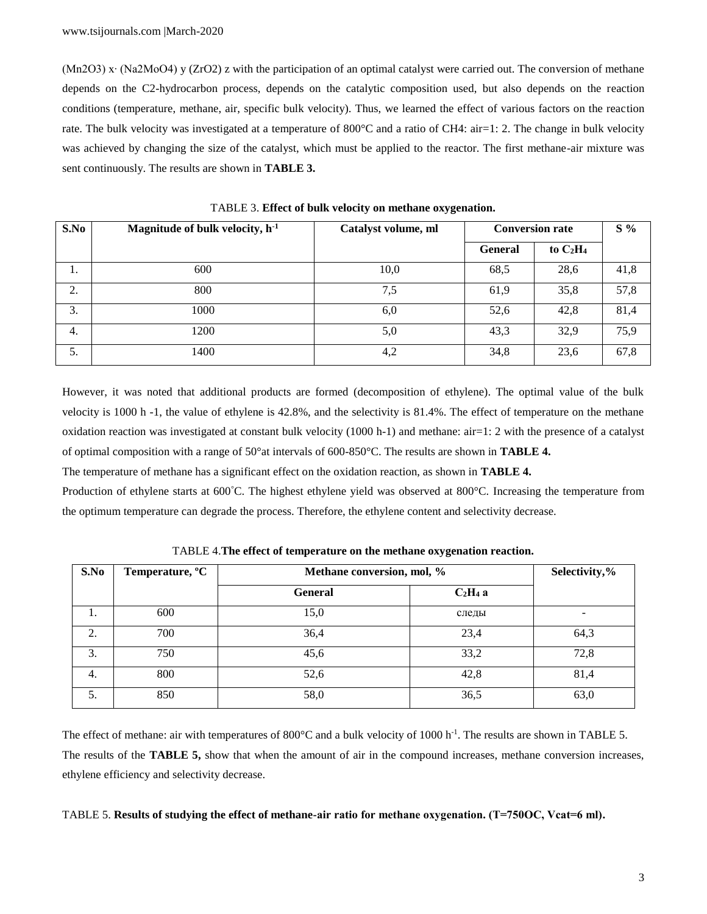$(Mn_2O_3)$ x· $(Na_2MoO_4)$ y $(ZrO_2)$ z with the participation of an optimal catalyst were carried out. The conversion of methane depends on the C2-hydrocarbon process, depends on the catalytic composition used, but also depends on the reaction conditions (temperature, methane, air, specific bulk velocity). Thus, we learned the effect of various factors on the reaction rate. The bulk velocity was investigated at a temperature of 800°C and a ratio of $CH_4$: air=1: 2. The change in bulk velocity was achieved by changing the size of the catalyst, which must be applied to the reactor. The first methane-air mixture was sent continuously. The results are shown in **TABLE 3.**

TABLE 3. **Effect of bulk velocity on methane oxygenation.**

| S.No | Magnitude of bulk velocity, $h^{-1}$ | Catalyst volume, ml | Conversion rate | | S % |
|---|---|---|---|---|---|
| | | | General | to $C_2H_4$ | |
| 1. | 600 | 10,0 | 68,5 | 28,6 | 41,8 |
| 2. | 800 | 7,5 | 61,9 | 35,8 | 57,8 |
| 3. | 1000 | 6,0 | 52,6 | 42,8 | 81,4 |
| 4. | 1200 | 5,0 | 43,3 | 32,9 | 75,9 |
| 5. | 1400 | 4,2 | 34,8 | 23,6 | 67,8 |

However, it was noted that additional products are formed (decomposition of ethylene). The optimal value of the bulk velocity is 1000 h -1, the value of ethylene is 42.8%, and the selectivity is 81.4%. The effect of temperature on the methane oxidation reaction was investigated at constant bulk velocity (1000 h-1) and methane: air=1: 2 with the presence of a catalyst of optimal composition with a range of 50°at intervals of 600-850°C. The results are shown in **TABLE 4.**

The temperature of methane has a significant effect on the oxidation reaction, as shown in **TABLE 4.**

Production of ethylene starts at 600˚C. The highest ethylene yield was observed at 800°C. Increasing the temperature from the optimum temperature can degrade the process. Therefore, the ethylene content and selectivity decrease.

TABLE 4.**The effect of temperature on the methane oxygenation reaction.**

| S.No | Temperature, ºC | Methane conversion, mol, % | | Selectivity,% |
|---|---|---|---|---|
| | | General | $C_2H_4$ a | |
| 1. | 600 | 15,0 | следы | - |
| 2. | 700 | 36,4 | 23,4 | 64,3 |
| 3. | 750 | 45,6 | 33,2 | 72,8 |
| 4. | 800 | 52,6 | 42,8 | 81,4 |
| 5. | 850 | 58,0 | 36,5 | 63,0 |

The effect of methane: air with temperatures of 800°C and a bulk velocity of 1000 $h^{-1}$. The results are shown in TABLE 5.

The results of the **TABLE 5,** show that when the amount of air in the compound increases, methane conversion increases, ethylene efficiency and selectivity decrease.

TABLE 5. **Results of studying the effect of methane-air ratio for methane oxygenation. (T=750OC, Vcat=6 ml).**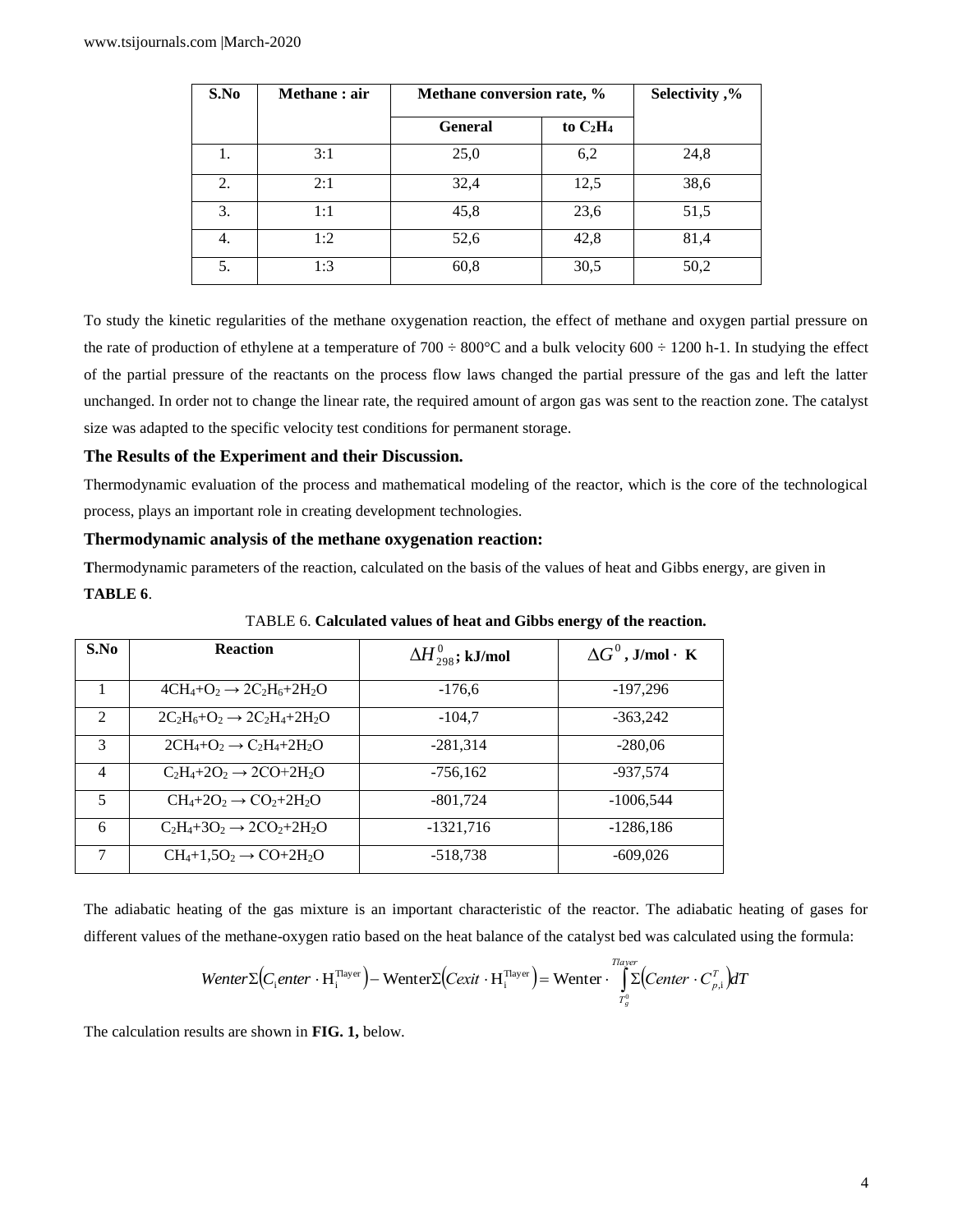| S.No | Methane : air | Methane conversion rate, % | | Selectivity ,% |
|---|---|---|---|---|
| | | General | to $C_2H_4$ | |
| 1. | 3:1 | 25,0 | 6,2 | 24,8 |
| 2. | 2:1 | 32,4 | 12,5 | 38,6 |
| 3. | 1:1 | 45,8 | 23,6 | 51,5 |
| 4. | 1:2 | 52,6 | 42,8 | 81,4 |
| 5. | 1:3 | 60,8 | 30,5 | 50,2 |

To study the kinetic regularities of the methane oxygenation reaction, the effect of methane and oxygen partial pressure on the rate of production of ethylene at a temperature of 700 ÷ 800°C and a bulk velocity 600 ÷ 1200 h-1. In studying the effect of the partial pressure of the reactants on the process flow laws changed the partial pressure of the gas and left the latter unchanged. In order not to change the linear rate, the required amount of argon gas was sent to the reaction zone. The catalyst size was adapted to the specific velocity test conditions for permanent storage.

### The Results of the Experiment and their Discussion.

Thermodynamic evaluation of the process and mathematical modeling of the reactor, which is the core of the technological process, plays an important role in creating development technologies.

### Thermodynamic analysis of the methane oxygenation reaction:

**T**hermodynamic parameters of the reaction, calculated on the basis of the values of heat and Gibbs energy, are given in **TABLE 6**.

TABLE 6. **Calculated values of heat and Gibbs energy of the reaction.**

| S.No | Reaction | $\Delta H^0_{298}$; kJ/mol | $\Delta G^0$, J/mol · K |
|---|---|---|---|
| 1 | $4CH_4+O_2 \rightarrow 2C_2H_6+2H_2O$ | -176,6 | -197,296 |
| 2 | $2C_2H_6+O_2 \rightarrow 2C_2H_4+2H_2O$ | -104,7 | -363,242 |
| 3 | $2CH_4+O_2 \rightarrow C_2H_4+2H_2O$ | -281,314 | -280,06 |
| 4 | $C_2H_4+2O_2 \rightarrow 2CO+2H_2O$ | -756,162 | -937,574 |
| 5 | $CH_4+2O_2 \rightarrow CO_2+2H_2O$ | -801,724 | -1006,544 |
| 6 | $C_2H_4+3O_2 \rightarrow 2CO_2+2H_2O$ | -1321,716 | -1286,186 |
| 7 | $CH_4+1{,}5O_2 \rightarrow CO+2H_2O$ | -518,738 | -609,026 |

The adiabatic heating of the gas mixture is an important characteristic of the reactor. The adiabatic heating of gases for different values of the methane-oxygen ratio based on the heat balance of the catalyst bed was calculated using the formula:

$$Wenter\Sigma\left(C_i enter \cdot H_i^{Tlayer}\right) - Wenter\Sigma\left(Cexit \cdot H_i^{Tlayer}\right) = Wenter \cdot \int_{T_g^0}^{Tlayer} \Sigma\left(Center \cdot C_{p,i}^{T}\right) dT$$

The calculation results are shown in **FIG. 1,** below.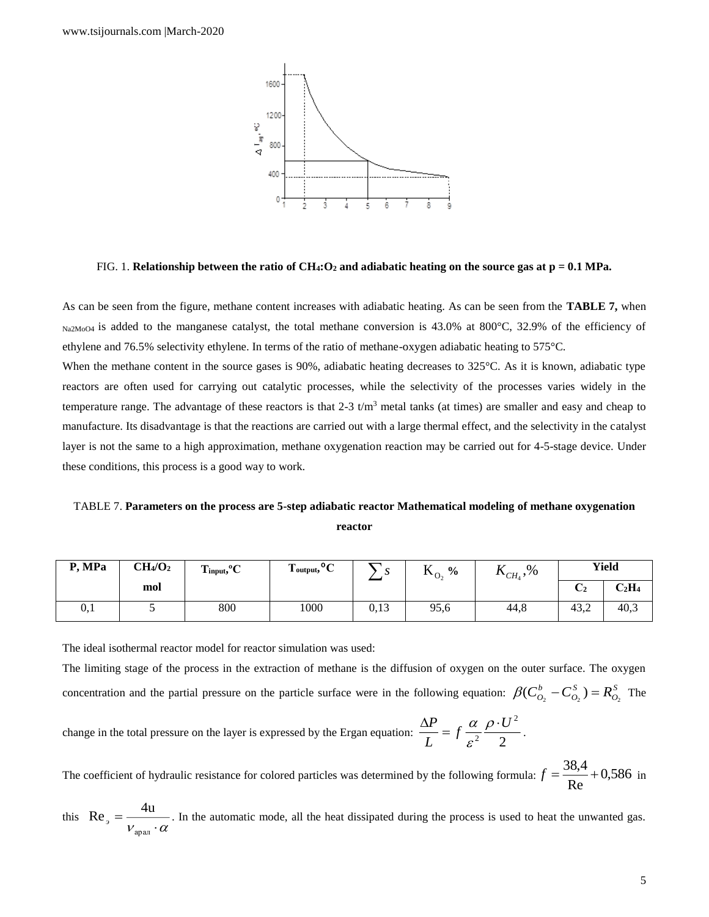FIG. 1. **Relationship between the ratio of $CH_4$:$O_2$ and adiabatic heating on the source gas at p = 0.1 MPa.**

As can be seen from the figure, methane content increases with adiabatic heating. As can be seen from the **TABLE 7,** when $Na_2MoO_4$ is added to the manganese catalyst, the total methane conversion is 43.0% at 800°C, 32.9% of the efficiency of ethylene and 76.5% selectivity ethylene. In terms of the ratio of methane-oxygen adiabatic heating to 575°C.

When the methane content in the source gases is 90%, adiabatic heating decreases to 325°C. As it is known, adiabatic type reactors are often used for carrying out catalytic processes, while the selectivity of the processes varies widely in the temperature range. The advantage of these reactors is that 2-3 t/m$^3$ metal tanks (at times) are smaller and easy and cheap to manufacture. Its disadvantage is that the reactions are carried out with a large thermal effect, and the selectivity in the catalyst layer is not the same to a high approximation, methane oxygenation reaction may be carried out for 4-5-stage device. Under these conditions, this process is a good way to work.

TABLE 7. **Parameters on the process are 5-step adiabatic reactor Mathematical modeling of methane oxygenation reactor**

| P, MPa | $CH_4/O_2$ mol | $T_{input}$,°C | $T_{output}$,°C | $\sum S$ | $K_{O_2}$ % | $K_{CH_4}$,% | Yield | |
|---|---|---|---|---|---|---|---|---|
| | | | | | | | $C_2$ | $C_2H_4$ |
| 0,1 | 5 | 800 | 1000 | 0,13 | 95,6 | 44,8 | 43,2 | 40,3 |

The ideal isothermal reactor model for reactor simulation was used:

The limiting stage of the process in the extraction of methane is the diffusion of oxygen on the outer surface. The oxygen concentration and the partial pressure on the particle surface were in the following equation: $\beta(C_{O_2}^b - C_{O_2}^S) = R_{O_2}^S$ The change in the total pressure on the layer is expressed by the Ergan equation: $\frac{\Delta P}{L} = f\frac{\alpha}{\varepsilon^2}\frac{\rho \cdot U^2}{2}$.

The coefficient of hydraulic resistance for colored particles was determined by the following formula: $f = \frac{38,4}{\mathrm{Re}} + 0,586$ in this $\mathrm{Re}_э = \frac{4u}{\nu_{арал} \cdot \alpha}$. In the automatic mode, all the heat dissipated during the process is used to heat the unwanted gas.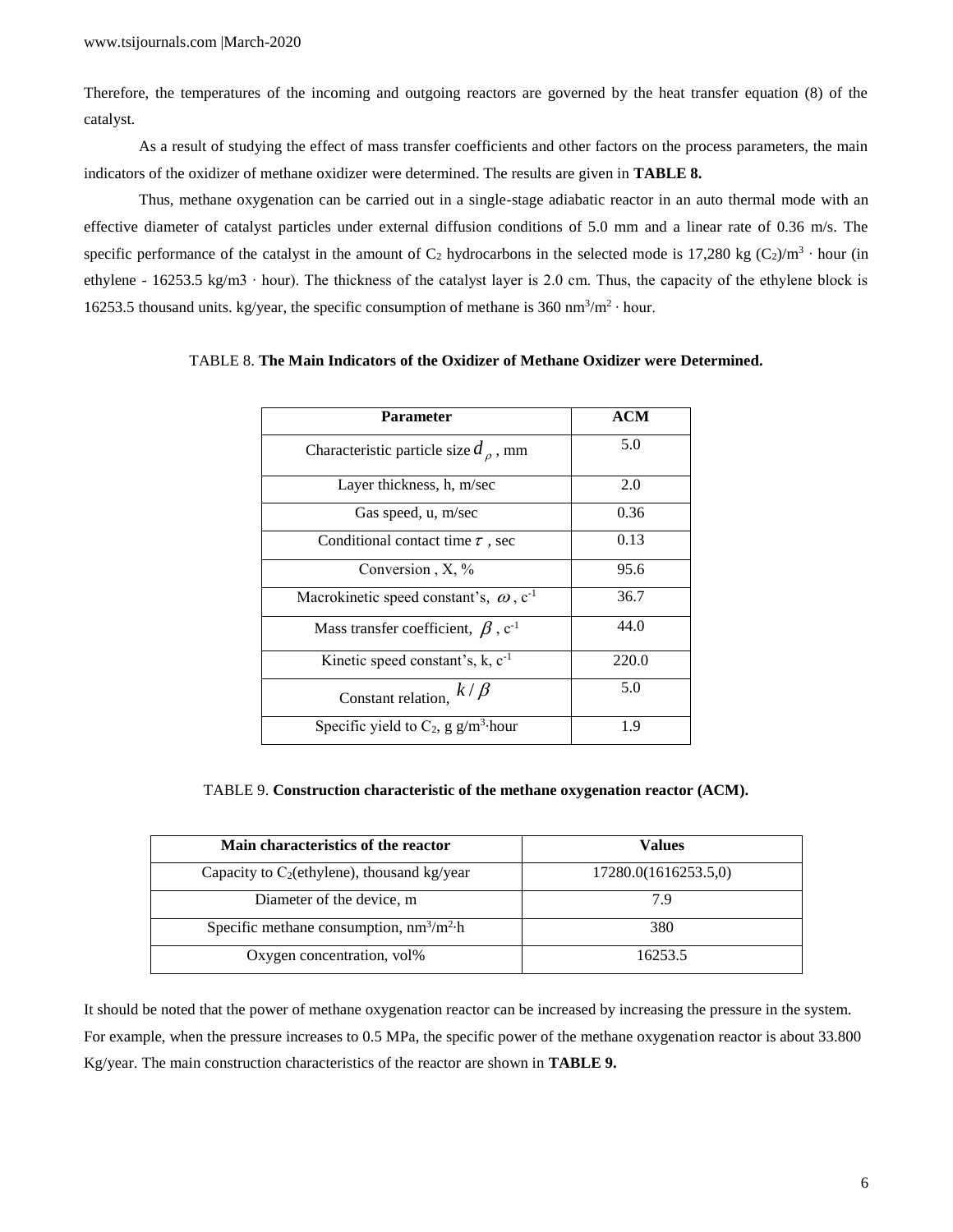Therefore, the temperatures of the incoming and outgoing reactors are governed by the heat transfer equation (8) of the catalyst.

As a result of studying the effect of mass transfer coefficients and other factors on the process parameters, the main indicators of the oxidizer of methane oxidizer were determined. The results are given in **TABLE 8.**

Thus, methane oxygenation can be carried out in a single-stage adiabatic reactor in an auto thermal mode with an effective diameter of catalyst particles under external diffusion conditions of 5.0 mm and a linear rate of 0.36 m/s. The specific performance of the catalyst in the amount of $C_2$ hydrocarbons in the selected mode is 17,280 kg $(C_2)/m^3$ · hour (in ethylene - 16253.5 kg/m3 · hour). The thickness of the catalyst layer is 2.0 cm. Thus, the capacity of the ethylene block is 16253.5 thousand units. kg/year, the specific consumption of methane is 360 $nm^3/m^2$ · hour.

TABLE 8. **The Main Indicators of the Oxidizer of Methane Oxidizer were Determined.**

| Parameter | ACM |
|---|---|
| Characteristic particle size $d_\rho$, mm | 5.0 |
| Layer thickness, h, m/sec | 2.0 |
| Gas speed, u, m/sec | 0.36 |
| Conditional contact time $\tau$ , sec | 0.13 |
| Conversion , X, % | 95.6 |
| Macrokinetic speed constant's, $\omega$ , $c^{-1}$ | 36.7 |
| Mass transfer coefficient, $\beta$ , $c^{-1}$ | 44.0 |
| Kinetic speed constant's, k, $c^{-1}$ | 220.0 |
| Constant relation, $k/\beta$ | 5.0 |
| Specific yield to $C_2$, g $g/m^3$·hour | 1.9 |

TABLE 9. **Construction characteristic of the methane oxygenation reactor (ACM).**

| Main characteristics of the reactor | Values |
|---|---|
| Capacity to $C_2$(ethylene), thousand kg/year | 17280.0(1616253.5,0) |
| Diameter of the device, m | 7.9 |
| Specific methane consumption, $nm^3/m^2$·h | 380 |
| Oxygen concentration, vol% | 16253.5 |

It should be noted that the power of methane oxygenation reactor can be increased by increasing the pressure in the system. For example, when the pressure increases to 0.5 MPa, the specific power of the methane oxygenation reactor is about 33.800 Kg/year. The main construction characteristics of the reactor are shown in **TABLE 9.**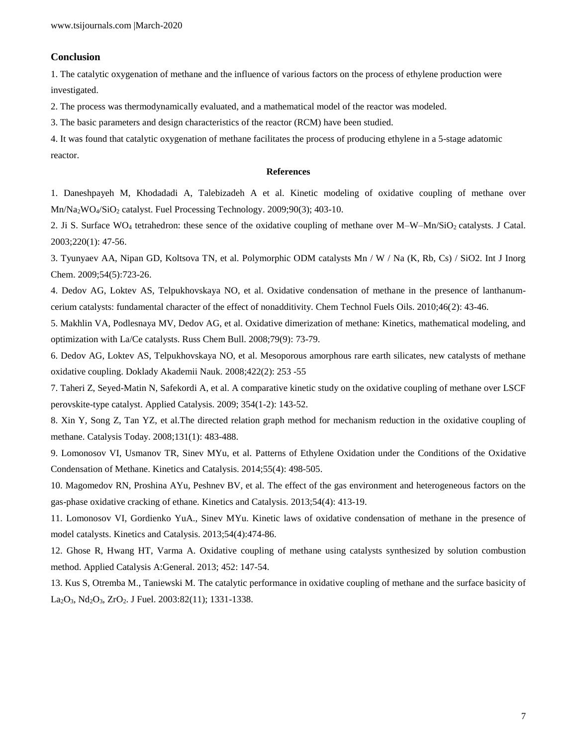## Conclusion

1. The catalytic oxygenation of methane and the influence of various factors on the process of ethylene production were investigated.

2. The process was thermodynamically evaluated, and a mathematical model of the reactor was modeled.

3. The basic parameters and design characteristics of the reactor (RCM) have been studied.

4. It was found that catalytic oxygenation of methane facilitates the process of producing ethylene in a 5-stage adatomic reactor.

## References

1. Daneshpayeh M, Khodadadi A, Talebizadeh A et al. Kinetic modeling of oxidative coupling of methane over $Mn/Na_2WO_4/SiO_2$ catalyst. Fuel Processing Technology. 2009;90(3); 403-10.

2. Ji S. Surface $WO_4$ tetrahedron: these sence of the oxidative coupling of methane over M–W–Mn/$SiO_2$ catalysts. J Catal. 2003;220(1): 47-56.

3. Tyunyaev AA, Nipan GD, Koltsova TN, et al. Polymorphic ODM catalysts Mn / W / Na (K, Rb, Cs) / SiO2. Int J Inorg Chem. 2009;54(5):723-26.

4. Dedov AG, Loktev AS, Telpukhovskaya NO, et al. Oxidative condensation of methane in the presence of lanthanum-cerium catalysts: fundamental character of the effect of nonadditivity. Chem Technol Fuels Oils. 2010;46(2): 43-46.

5. Makhlin VA, Podlesnaya MV, Dedov AG, et al. Oxidative dimerization of methane: Kinetics, mathematical modeling, and optimization with La/Ce catalysts. Russ Chem Bull. 2008;79(9): 73-79.

6. Dedov AG, Loktev AS, Telpukhovskaya NO, et al. Mesoporous amorphous rare earth silicates, new catalysts of methane oxidative coupling. Doklady Akademii Nauk. 2008;422(2): 253 -55

7. Taheri Z, Seyed-Matin N, Safekordi A, et al. A comparative kinetic study on the oxidative coupling of methane over LSCF perovskite-type catalyst. Applied Catalysis. 2009; 354(1-2): 143-52.

8. Xin Y, Song Z, Tan YZ, et al.The directed relation graph method for mechanism reduction in the oxidative coupling of methane. Catalysis Today. 2008;131(1): 483-488.

9. Lomonosov VI, Usmanov TR, Sinev MYu, et al. Patterns of Ethylene Oxidation under the Conditions of the Oxidative Condensation of Methane. Kinetics and Catalysis. 2014;55(4): 498-505.

10. Magomedov RN, Proshina AYu, Peshnev BV, et al. The effect of the gas environment and heterogeneous factors on the gas-phase oxidative cracking of ethane. Kinetics and Catalysis. 2013;54(4): 413-19.

11. Lomonosov VI, Gordienko YuA., Sinev MYu. Kinetic laws of oxidative condensation of methane in the presence of model catalysts. Kinetics and Catalysis. 2013;54(4):474-86.

12. Ghose R, Hwang HT, Varma A. Oxidative coupling of methane using catalysts synthesized by solution combustion method. Applied Catalysis A:General. 2013; 452: 147-54.

13. Kus S, Otremba M., Taniewski M. The catalytic performance in oxidative coupling of methane and the surface basicity of $La_2O_3$, $Nd_2O_3$, $ZrO_2$. J Fuel. 2003:82(11); 1331-1338.